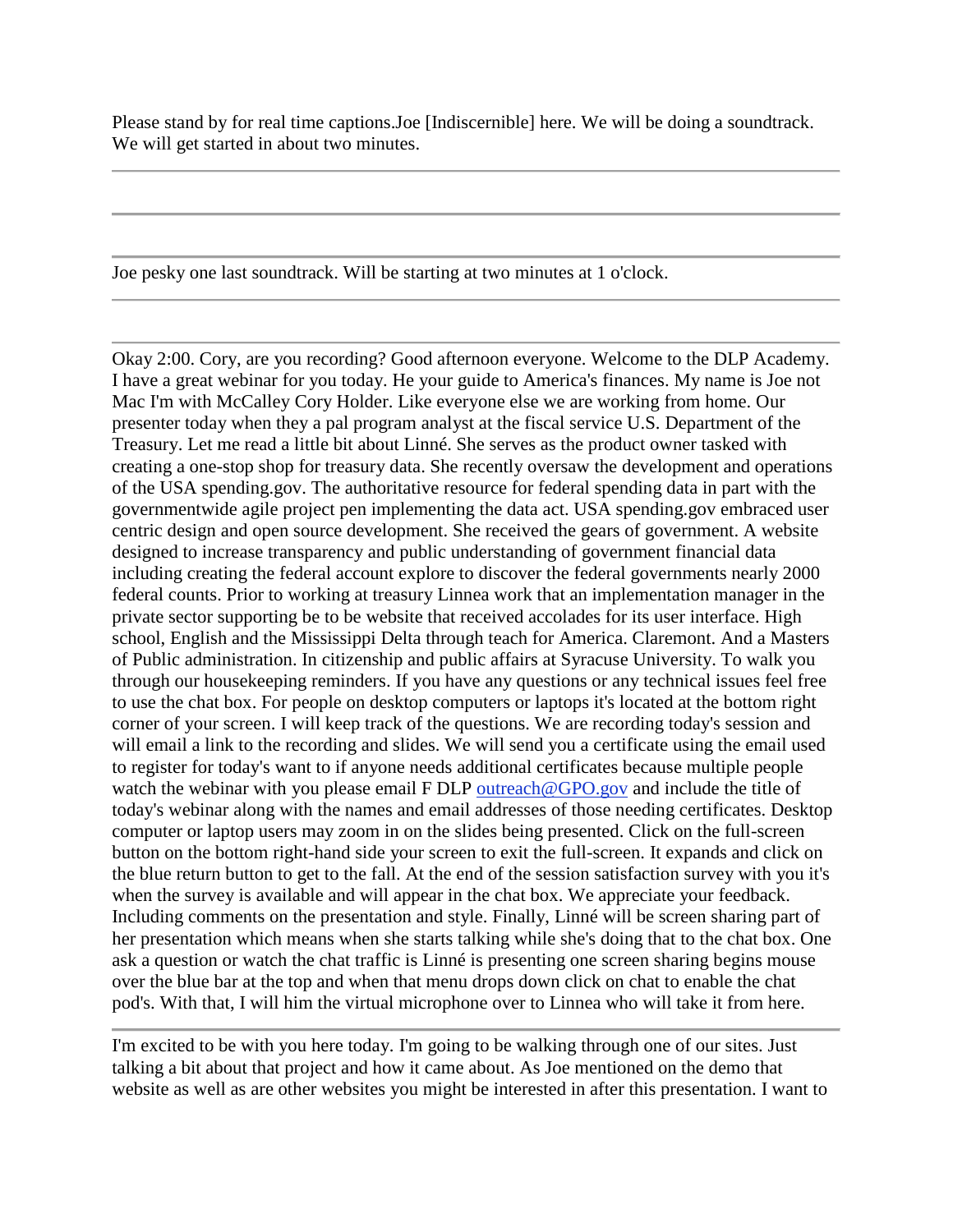Please stand by for real time captions.Joe [Indiscernible] here. We will be doing a soundtrack. We will get started in about two minutes.

---

---

---

Joe pesky one last soundtrack. Will be starting at two minutes at 1 o'clock.

---

---

Okay 2:00. Cory, are you recording? Good afternoon everyone. Welcome to the DLP Academy. I have a great webinar for you today. He your guide to America's finances. My name is Joe not Mac I'm with McCalley Cory Holder. Like everyone else we are working from home. Our presenter today when they a pal program analyst at the fiscal service U.S. Department of the Treasury. Let me read a little bit about Linné. She serves as the product owner tasked with creating a one-stop shop for treasury data. She recently oversaw the development and operations of the USA spending.gov. The authoritative resource for federal spending data in part with the governmentwide agile project pen implementing the data act. USA spending.gov embraced user centric design and open source development. She received the gears of government. A website designed to increase transparency and public understanding of government financial data including creating the federal account explore to discover the federal governments nearly 2000 federal counts. Prior to working at treasury Linnea work that an implementation manager in the private sector supporting be to be website that received accolades for its user interface. High school, English and the Mississippi Delta through teach for America. Claremont. And a Masters of Public administration. In citizenship and public affairs at Syracuse University. To walk you through our housekeeping reminders. If you have any questions or any technical issues feel free to use the chat box. For people on desktop computers or laptops it's located at the bottom right corner of your screen. I will keep track of the questions. We are recording today's session and will email a link to the recording and slides. We will send you a certificate using the email used to register for today's want to if anyone needs additional certificates because multiple people watch the webinar with you please email F DLP outreach@GPO.gov and include the title of today's webinar along with the names and email addresses of those needing certificates. Desktop computer or laptop users may zoom in on the slides being presented. Click on the full-screen button on the bottom right-hand side your screen to exit the full-screen. It expands and click on the blue return button to get to the fall. At the end of the session satisfaction survey with you it's when the survey is available and will appear in the chat box. We appreciate your feedback. Including comments on the presentation and style. Finally, Linné will be screen sharing part of her presentation which means when she starts talking while she's doing that to the chat box. One ask a question or watch the chat traffic is Linné is presenting one screen sharing begins mouse over the blue bar at the top and when that menu drops down click on chat to enable the chat pod's. With that, I will him the virtual microphone over to Linnea who will take it from here.

---

I'm excited to be with you here today. I'm going to be walking through one of our sites. Just talking a bit about that project and how it came about. As Joe mentioned on the demo that website as well as are other websites you might be interested in after this presentation. I want to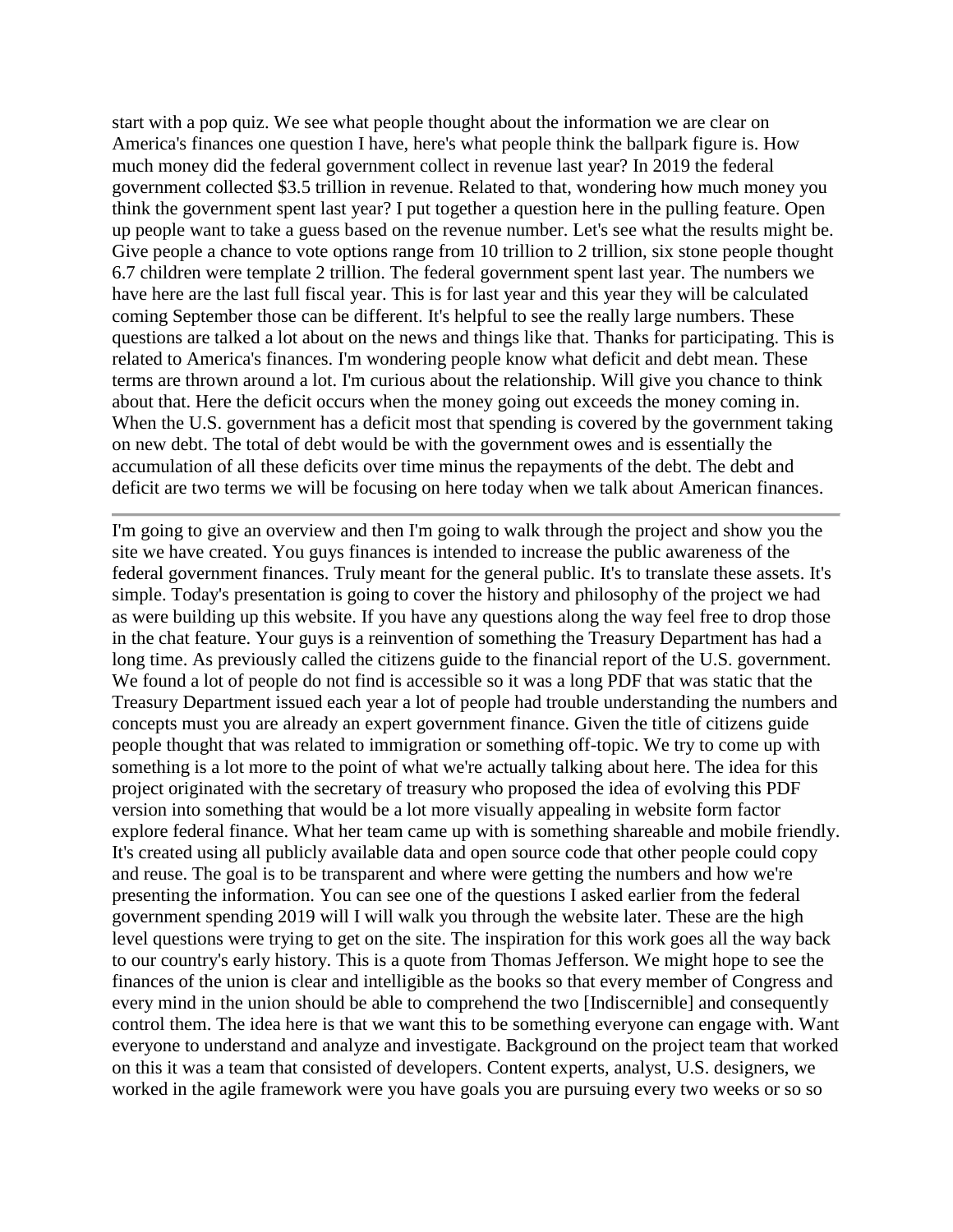start with a pop quiz. We see what people thought about the information we are clear on America's finances one question I have, here's what people think the ballpark figure is. How much money did the federal government collect in revenue last year? In 2019 the federal government collected $3.5 trillion in revenue. Related to that, wondering how much money you think the government spent last year? I put together a question here in the pulling feature. Open up people want to take a guess based on the revenue number. Let's see what the results might be. Give people a chance to vote options range from 10 trillion to 2 trillion, six stone people thought 6.7 children were template 2 trillion. The federal government spent last year. The numbers we have here are the last full fiscal year. This is for last year and this year they will be calculated coming September those can be different. It's helpful to see the really large numbers. These questions are talked a lot about on the news and things like that. Thanks for participating. This is related to America's finances. I'm wondering people know what deficit and debt mean. These terms are thrown around a lot. I'm curious about the relationship. Will give you chance to think about that. Here the deficit occurs when the money going out exceeds the money coming in. When the U.S. government has a deficit most that spending is covered by the government taking on new debt. The total of debt would be with the government owes and is essentially the accumulation of all these deficits over time minus the repayments of the debt. The debt and deficit are two terms we will be focusing on here today when we talk about American finances.

---

I'm going to give an overview and then I'm going to walk through the project and show you the site we have created. You guys finances is intended to increase the public awareness of the federal government finances. Truly meant for the general public. It's to translate these assets. It's simple. Today's presentation is going to cover the history and philosophy of the project we had as were building up this website. If you have any questions along the way feel free to drop those in the chat feature. Your guys is a reinvention of something the Treasury Department has had a long time. As previously called the citizens guide to the financial report of the U.S. government. We found a lot of people do not find is accessible so it was a long PDF that was static that the Treasury Department issued each year a lot of people had trouble understanding the numbers and concepts must you are already an expert government finance. Given the title of citizens guide people thought that was related to immigration or something off-topic. We try to come up with something is a lot more to the point of what we're actually talking about here. The idea for this project originated with the secretary of treasury who proposed the idea of evolving this PDF version into something that would be a lot more visually appealing in website form factor explore federal finance. What her team came up with is something shareable and mobile friendly. It's created using all publicly available data and open source code that other people could copy and reuse. The goal is to be transparent and where were getting the numbers and how we're presenting the information. You can see one of the questions I asked earlier from the federal government spending 2019 will I will walk you through the website later. These are the high level questions were trying to get on the site. The inspiration for this work goes all the way back to our country's early history. This is a quote from Thomas Jefferson. We might hope to see the finances of the union is clear and intelligible as the books so that every member of Congress and every mind in the union should be able to comprehend the two [Indiscernible] and consequently control them. The idea here is that we want this to be something everyone can engage with. Want everyone to understand and analyze and investigate. Background on the project team that worked on this it was a team that consisted of developers. Content experts, analyst, U.S. designers, we worked in the agile framework were you have goals you are pursuing every two weeks or so so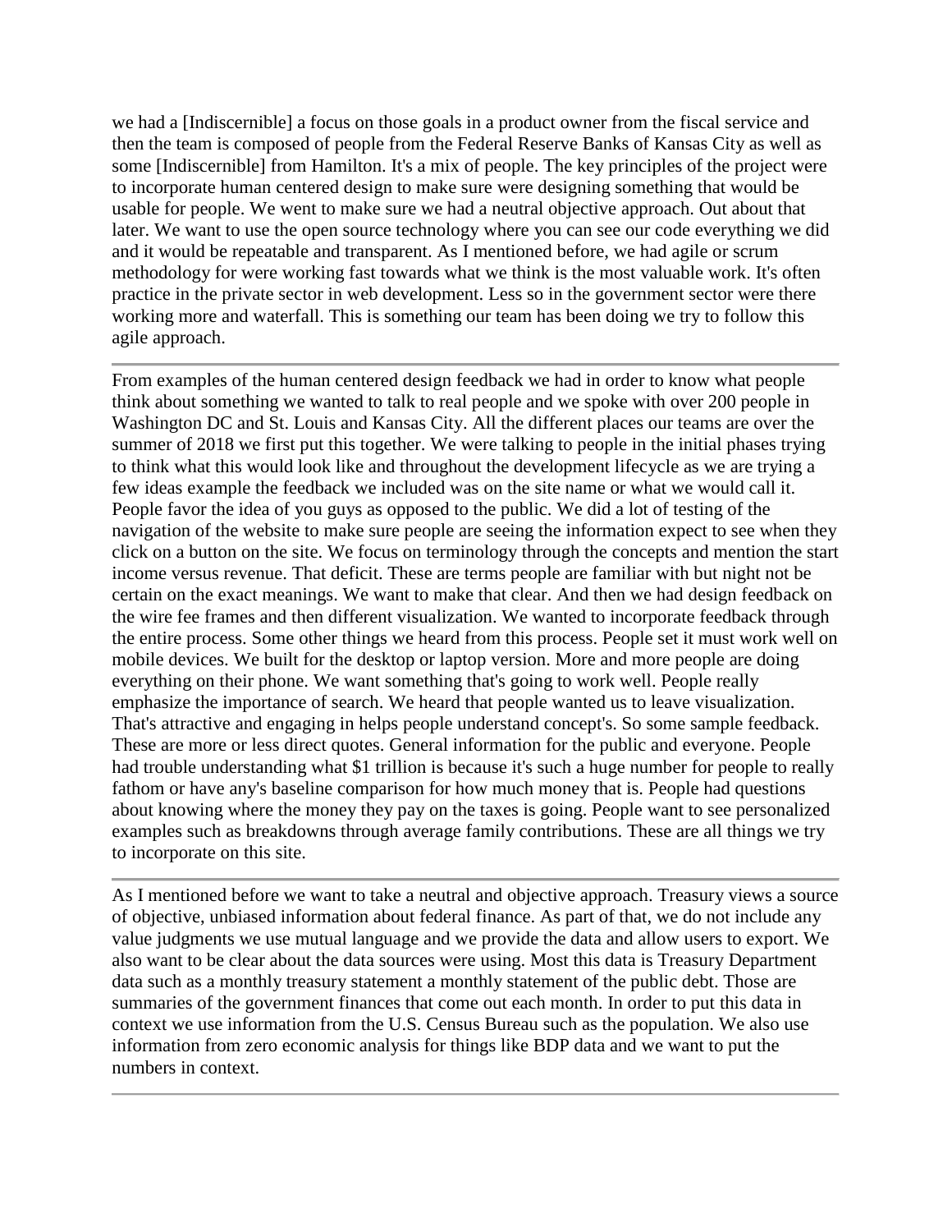we had a [Indiscernible] a focus on those goals in a product owner from the fiscal service and then the team is composed of people from the Federal Reserve Banks of Kansas City as well as some [Indiscernible] from Hamilton. It's a mix of people. The key principles of the project were to incorporate human centered design to make sure were designing something that would be usable for people. We went to make sure we had a neutral objective approach. Out about that later. We want to use the open source technology where you can see our code everything we did and it would be repeatable and transparent. As I mentioned before, we had agile or scrum methodology for were working fast towards what we think is the most valuable work. It's often practice in the private sector in web development. Less so in the government sector were there working more and waterfall. This is something our team has been doing we try to follow this agile approach.

---

From examples of the human centered design feedback we had in order to know what people think about something we wanted to talk to real people and we spoke with over 200 people in Washington DC and St. Louis and Kansas City. All the different places our teams are over the summer of 2018 we first put this together. We were talking to people in the initial phases trying to think what this would look like and throughout the development lifecycle as we are trying a few ideas example the feedback we included was on the site name or what we would call it. People favor the idea of you guys as opposed to the public. We did a lot of testing of the navigation of the website to make sure people are seeing the information expect to see when they click on a button on the site. We focus on terminology through the concepts and mention the start income versus revenue. That deficit. These are terms people are familiar with but night not be certain on the exact meanings. We want to make that clear. And then we had design feedback on the wire fee frames and then different visualization. We wanted to incorporate feedback through the entire process. Some other things we heard from this process. People set it must work well on mobile devices. We built for the desktop or laptop version. More and more people are doing everything on their phone. We want something that's going to work well. People really emphasize the importance of search. We heard that people wanted us to leave visualization. That's attractive and engaging in helps people understand concept's. So some sample feedback. These are more or less direct quotes. General information for the public and everyone. People had trouble understanding what $1 trillion is because it's such a huge number for people to really fathom or have any's baseline comparison for how much money that is. People had questions about knowing where the money they pay on the taxes is going. People want to see personalized examples such as breakdowns through average family contributions. These are all things we try to incorporate on this site.

---

As I mentioned before we want to take a neutral and objective approach. Treasury views a source of objective, unbiased information about federal finance. As part of that, we do not include any value judgments we use mutual language and we provide the data and allow users to export. We also want to be clear about the data sources were using. Most this data is Treasury Department data such as a monthly treasury statement a monthly statement of the public debt. Those are summaries of the government finances that come out each month. In order to put this data in context we use information from the U.S. Census Bureau such as the population. We also use information from zero economic analysis for things like BDP data and we want to put the numbers in context.

---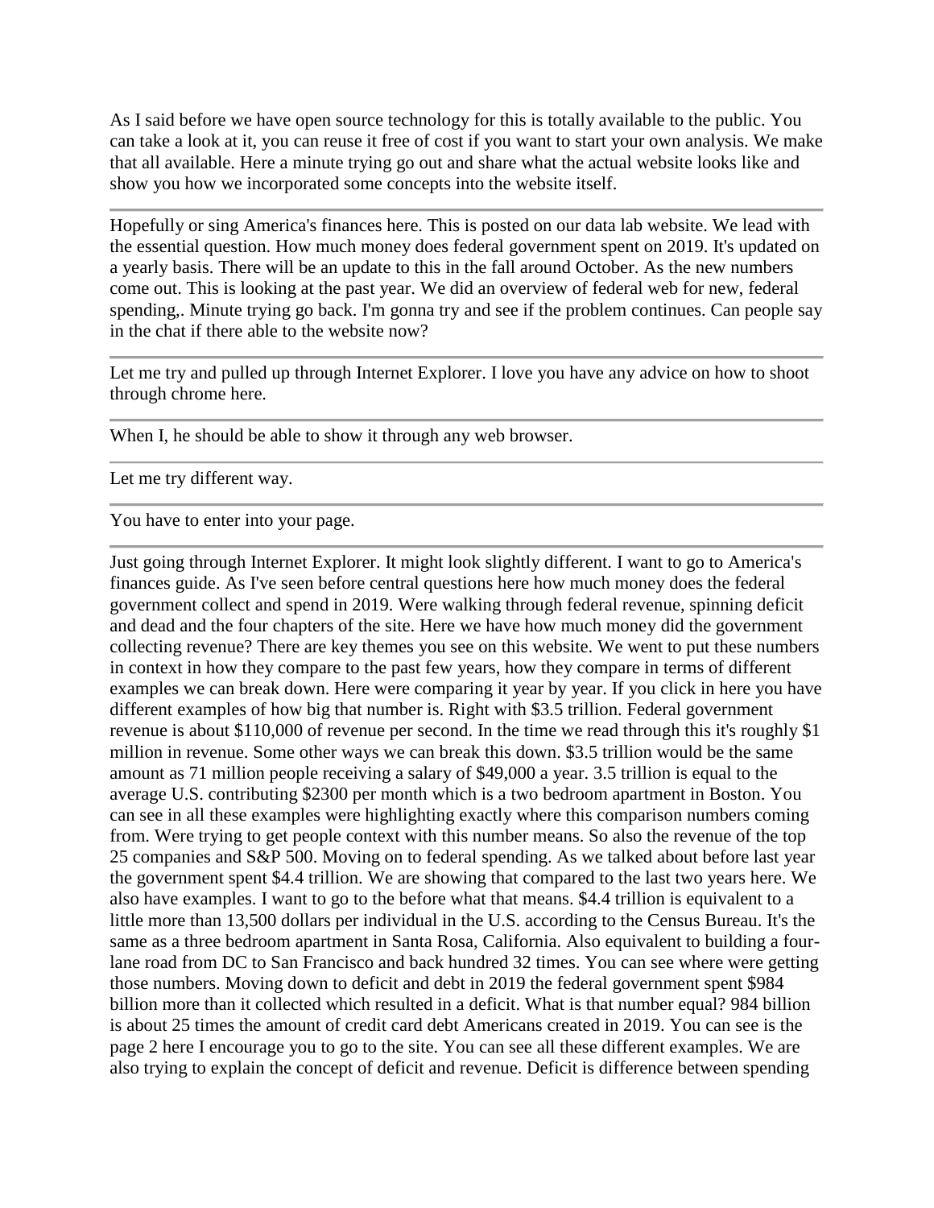As I said before we have open source technology for this is totally available to the public. You can take a look at it, you can reuse it free of cost if you want to start your own analysis. We make that all available. Here a minute trying go out and share what the actual website looks like and show you how we incorporated some concepts into the website itself.

---

Hopefully or sing America's finances here. This is posted on our data lab website. We lead with the essential question. How much money does federal government spent on 2019. It's updated on a yearly basis. There will be an update to this in the fall around October. As the new numbers come out. This is looking at the past year. We did an overview of federal web for new, federal spending,. Minute trying go back. I'm gonna try and see if the problem continues. Can people say in the chat if there able to the website now?

---

Let me try and pulled up through Internet Explorer. I love you have any advice on how to shoot through chrome here.

---

When I, he should be able to show it through any web browser.

---

Let me try different way.

---

You have to enter into your page.

---

Just going through Internet Explorer. It might look slightly different. I want to go to America's finances guide. As I've seen before central questions here how much money does the federal government collect and spend in 2019. Were walking through federal revenue, spinning deficit and dead and the four chapters of the site. Here we have how much money did the government collecting revenue? There are key themes you see on this website. We went to put these numbers in context in how they compare to the past few years, how they compare in terms of different examples we can break down. Here were comparing it year by year. If you click in here you have different examples of how big that number is. Right with $3.5 trillion. Federal government revenue is about $110,000 of revenue per second. In the time we read through this it's roughly $1 million in revenue. Some other ways we can break this down. $3.5 trillion would be the same amount as 71 million people receiving a salary of $49,000 a year. 3.5 trillion is equal to the average U.S. contributing $2300 per month which is a two bedroom apartment in Boston. You can see in all these examples were highlighting exactly where this comparison numbers coming from. Were trying to get people context with this number means. So also the revenue of the top 25 companies and S&P 500. Moving on to federal spending. As we talked about before last year the government spent $4.4 trillion. We are showing that compared to the last two years here. We also have examples. I want to go to the before what that means. $4.4 trillion is equivalent to a little more than 13,500 dollars per individual in the U.S. according to the Census Bureau. It's the same as a three bedroom apartment in Santa Rosa, California. Also equivalent to building a four-lane road from DC to San Francisco and back hundred 32 times. You can see where were getting those numbers. Moving down to deficit and debt in 2019 the federal government spent $984 billion more than it collected which resulted in a deficit. What is that number equal? 984 billion is about 25 times the amount of credit card debt Americans created in 2019. You can see is the page 2 here I encourage you to go to the site. You can see all these different examples. We are also trying to explain the concept of deficit and revenue. Deficit is difference between spending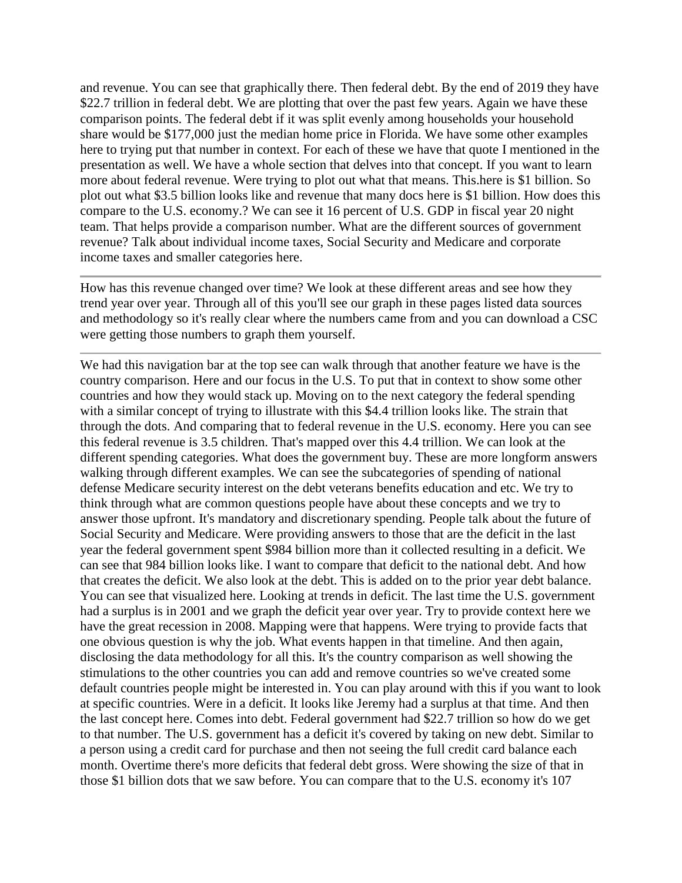and revenue. You can see that graphically there. Then federal debt. By the end of 2019 they have $22.7 trillion in federal debt. We are plotting that over the past few years. Again we have these comparison points. The federal debt if it was split evenly among households your household share would be $177,000 just the median home price in Florida. We have some other examples here to trying put that number in context. For each of these we have that quote I mentioned in the presentation as well. We have a whole section that delves into that concept. If you want to learn more about federal revenue. Were trying to plot out what that means. This.here is $1 billion. So plot out what $3.5 billion looks like and revenue that many docs here is $1 billion. How does this compare to the U.S. economy.? We can see it 16 percent of U.S. GDP in fiscal year 20 night team. That helps provide a comparison number. What are the different sources of government revenue? Talk about individual income taxes, Social Security and Medicare and corporate income taxes and smaller categories here.

---

How has this revenue changed over time? We look at these different areas and see how they trend year over year. Through all of this you'll see our graph in these pages listed data sources and methodology so it's really clear where the numbers came from and you can download a CSC were getting those numbers to graph them yourself.

---

We had this navigation bar at the top see can walk through that another feature we have is the country comparison. Here and our focus in the U.S. To put that in context to show some other countries and how they would stack up. Moving on to the next category the federal spending with a similar concept of trying to illustrate with this $4.4 trillion looks like. The strain that through the dots. And comparing that to federal revenue in the U.S. economy. Here you can see this federal revenue is 3.5 children. That's mapped over this 4.4 trillion. We can look at the different spending categories. What does the government buy. These are more longform answers walking through different examples. We can see the subcategories of spending of national defense Medicare security interest on the debt veterans benefits education and etc. We try to think through what are common questions people have about these concepts and we try to answer those upfront. It's mandatory and discretionary spending. People talk about the future of Social Security and Medicare. Were providing answers to those that are the deficit in the last year the federal government spent $984 billion more than it collected resulting in a deficit. We can see that 984 billion looks like. I want to compare that deficit to the national debt. And how that creates the deficit. We also look at the debt. This is added on to the prior year debt balance. You can see that visualized here. Looking at trends in deficit. The last time the U.S. government had a surplus is in 2001 and we graph the deficit year over year. Try to provide context here we have the great recession in 2008. Mapping were that happens. Were trying to provide facts that one obvious question is why the job. What events happen in that timeline. And then again, disclosing the data methodology for all this. It's the country comparison as well showing the stimulations to the other countries you can add and remove countries so we've created some default countries people might be interested in. You can play around with this if you want to look at specific countries. Were in a deficit. It looks like Jeremy had a surplus at that time. And then the last concept here. Comes into debt. Federal government had $22.7 trillion so how do we get to that number. The U.S. government has a deficit it's covered by taking on new debt. Similar to a person using a credit card for purchase and then not seeing the full credit card balance each month. Overtime there's more deficits that federal debt gross. Were showing the size of that in those $1 billion dots that we saw before. You can compare that to the U.S. economy it's 107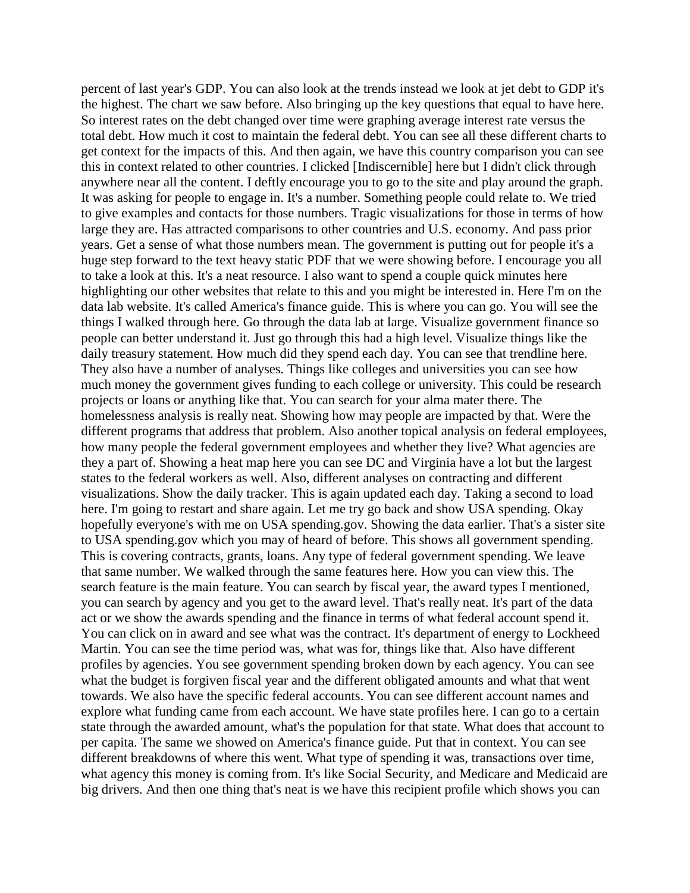percent of last year's GDP. You can also look at the trends instead we look at jet debt to GDP it's the highest. The chart we saw before. Also bringing up the key questions that equal to have here. So interest rates on the debt changed over time were graphing average interest rate versus the total debt. How much it cost to maintain the federal debt. You can see all these different charts to get context for the impacts of this. And then again, we have this country comparison you can see this in context related to other countries. I clicked [Indiscernible] here but I didn't click through anywhere near all the content. I deftly encourage you to go to the site and play around the graph. It was asking for people to engage in. It's a number. Something people could relate to. We tried to give examples and contacts for those numbers. Tragic visualizations for those in terms of how large they are. Has attracted comparisons to other countries and U.S. economy. And pass prior years. Get a sense of what those numbers mean. The government is putting out for people it's a huge step forward to the text heavy static PDF that we were showing before. I encourage you all to take a look at this. It's a neat resource. I also want to spend a couple quick minutes here highlighting our other websites that relate to this and you might be interested in. Here I'm on the data lab website. It's called America's finance guide. This is where you can go. You will see the things I walked through here. Go through the data lab at large. Visualize government finance so people can better understand it. Just go through this had a high level. Visualize things like the daily treasury statement. How much did they spend each day. You can see that trendline here. They also have a number of analyses. Things like colleges and universities you can see how much money the government gives funding to each college or university. This could be research projects or loans or anything like that. You can search for your alma mater there. The homelessness analysis is really neat. Showing how may people are impacted by that. Were the different programs that address that problem. Also another topical analysis on federal employees, how many people the federal government employees and whether they live? What agencies are they a part of. Showing a heat map here you can see DC and Virginia have a lot but the largest states to the federal workers as well. Also, different analyses on contracting and different visualizations. Show the daily tracker. This is again updated each day. Taking a second to load here. I'm going to restart and share again. Let me try go back and show USA spending. Okay hopefully everyone's with me on USA spending.gov. Showing the data earlier. That's a sister site to USA spending.gov which you may of heard of before. This shows all government spending. This is covering contracts, grants, loans. Any type of federal government spending. We leave that same number. We walked through the same features here. How you can view this. The search feature is the main feature. You can search by fiscal year, the award types I mentioned, you can search by agency and you get to the award level. That's really neat. It's part of the data act or we show the awards spending and the finance in terms of what federal account spend it. You can click on in award and see what was the contract. It's department of energy to Lockheed Martin. You can see the time period was, what was for, things like that. Also have different profiles by agencies. You see government spending broken down by each agency. You can see what the budget is forgiven fiscal year and the different obligated amounts and what that went towards. We also have the specific federal accounts. You can see different account names and explore what funding came from each account. We have state profiles here. I can go to a certain state through the awarded amount, what's the population for that state. What does that account to per capita. The same we showed on America's finance guide. Put that in context. You can see different breakdowns of where this went. What type of spending it was, transactions over time, what agency this money is coming from. It's like Social Security, and Medicare and Medicaid are big drivers. And then one thing that's neat is we have this recipient profile which shows you can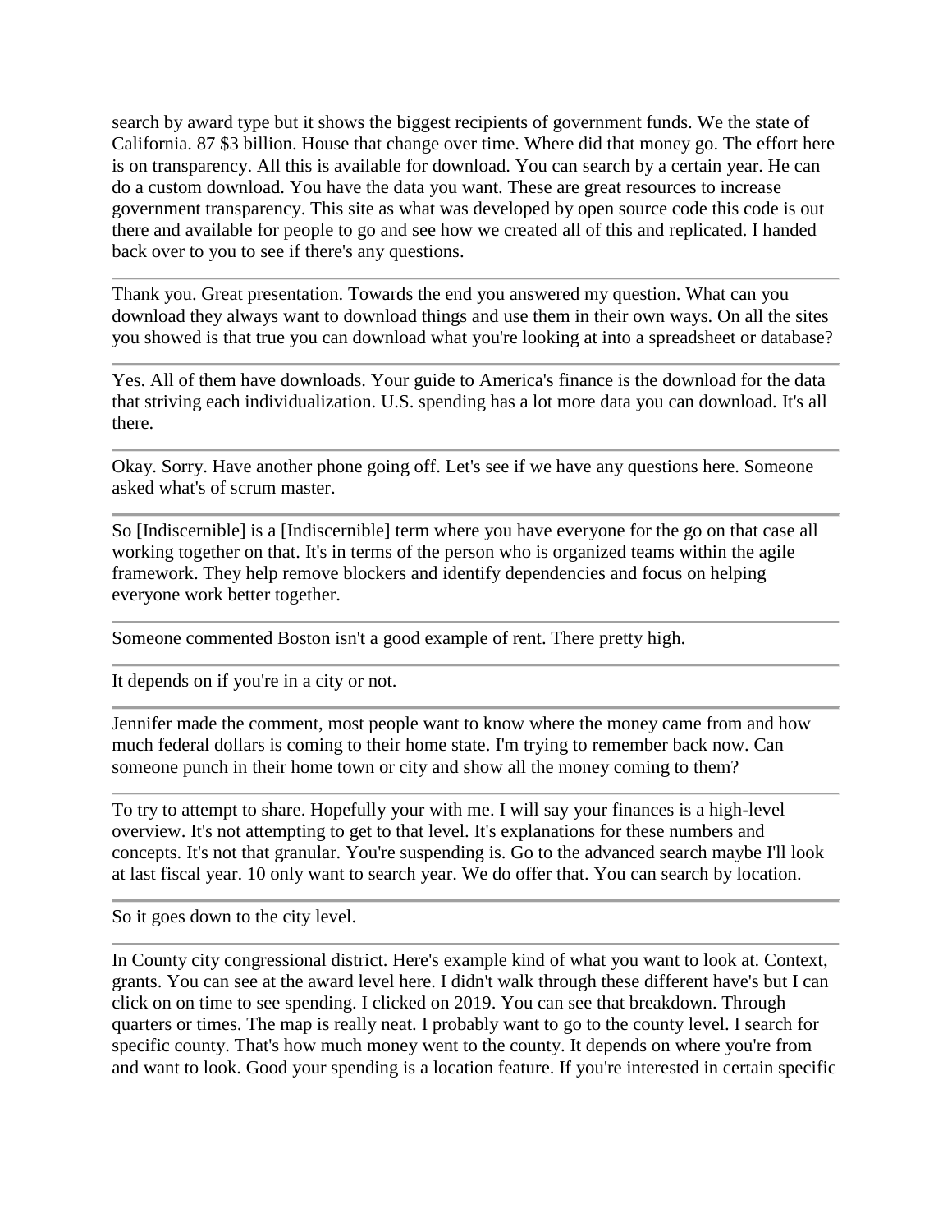search by award type but it shows the biggest recipients of government funds. We the state of California. 87 $3 billion. House that change over time. Where did that money go. The effort here is on transparency. All this is available for download. You can search by a certain year. He can do a custom download. You have the data you want. These are great resources to increase government transparency. This site as what was developed by open source code this code is out there and available for people to go and see how we created all of this and replicated. I handed back over to you to see if there's any questions.

---

Thank you. Great presentation. Towards the end you answered my question. What can you download they always want to download things and use them in their own ways. On all the sites you showed is that true you can download what you're looking at into a spreadsheet or database?

---

Yes. All of them have downloads. Your guide to America's finance is the download for the data that striving each individualization. U.S. spending has a lot more data you can download. It's all there.

---

Okay. Sorry. Have another phone going off. Let's see if we have any questions here. Someone asked what's of scrum master.

---

So [Indiscernible] is a [Indiscernible] term where you have everyone for the go on that case all working together on that. It's in terms of the person who is organized teams within the agile framework. They help remove blockers and identify dependencies and focus on helping everyone work better together.

---

Someone commented Boston isn't a good example of rent. There pretty high.

---

It depends on if you're in a city or not.

---

Jennifer made the comment, most people want to know where the money came from and how much federal dollars is coming to their home state. I'm trying to remember back now. Can someone punch in their home town or city and show all the money coming to them?

---

To try to attempt to share. Hopefully your with me. I will say your finances is a high-level overview. It's not attempting to get to that level. It's explanations for these numbers and concepts. It's not that granular. You're suspending is. Go to the advanced search maybe I'll look at last fiscal year. 10 only want to search year. We do offer that. You can search by location.

---

So it goes down to the city level.

---

In County city congressional district. Here's example kind of what you want to look at. Context, grants. You can see at the award level here. I didn't walk through these different have's but I can click on on time to see spending. I clicked on 2019. You can see that breakdown. Through quarters or times. The map is really neat. I probably want to go to the county level. I search for specific county. That's how much money went to the county. It depends on where you're from and want to look. Good your spending is a location feature. If you're interested in certain specific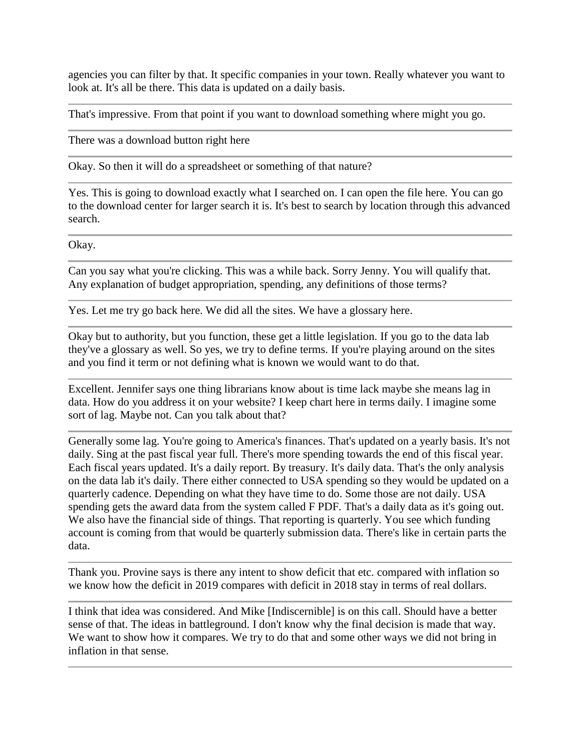agencies you can filter by that. It specific companies in your town. Really whatever you want to look at. It's all be there. This data is updated on a daily basis.

---

That's impressive. From that point if you want to download something where might you go.

---

There was a download button right here

---

Okay. So then it will do a spreadsheet or something of that nature?

---

Yes. This is going to download exactly what I searched on. I can open the file here. You can go to the download center for larger search it is. It's best to search by location through this advanced search.

---

Okay.

---

Can you say what you're clicking. This was a while back. Sorry Jenny. You will qualify that. Any explanation of budget appropriation, spending, any definitions of those terms?

---

Yes. Let me try go back here. We did all the sites. We have a glossary here.

---

Okay but to authority, but you function, these get a little legislation. If you go to the data lab they've a glossary as well. So yes, we try to define terms. If you're playing around on the sites and you find it term or not defining what is known we would want to do that.

---

Excellent. Jennifer says one thing librarians know about is time lack maybe she means lag in data. How do you address it on your website? I keep chart here in terms daily. I imagine some sort of lag. Maybe not. Can you talk about that?

---

Generally some lag. You're going to America's finances. That's updated on a yearly basis. It's not daily. Sing at the past fiscal year full. There's more spending towards the end of this fiscal year. Each fiscal years updated. It's a daily report. By treasury. It's daily data. That's the only analysis on the data lab it's daily. There either connected to USA spending so they would be updated on a quarterly cadence. Depending on what they have time to do. Some those are not daily. USA spending gets the award data from the system called F PDF. That's a daily data as it's going out. We also have the financial side of things. That reporting is quarterly. You see which funding account is coming from that would be quarterly submission data. There's like in certain parts the data.

---

Thank you. Provine says is there any intent to show deficit that etc. compared with inflation so we know how the deficit in 2019 compares with deficit in 2018 stay in terms of real dollars.

---

I think that idea was considered. And Mike [Indiscernible] is on this call. Should have a better sense of that. The ideas in battleground. I don't know why the final decision is made that way. We want to show how it compares. We try to do that and some other ways we did not bring in inflation in that sense.

---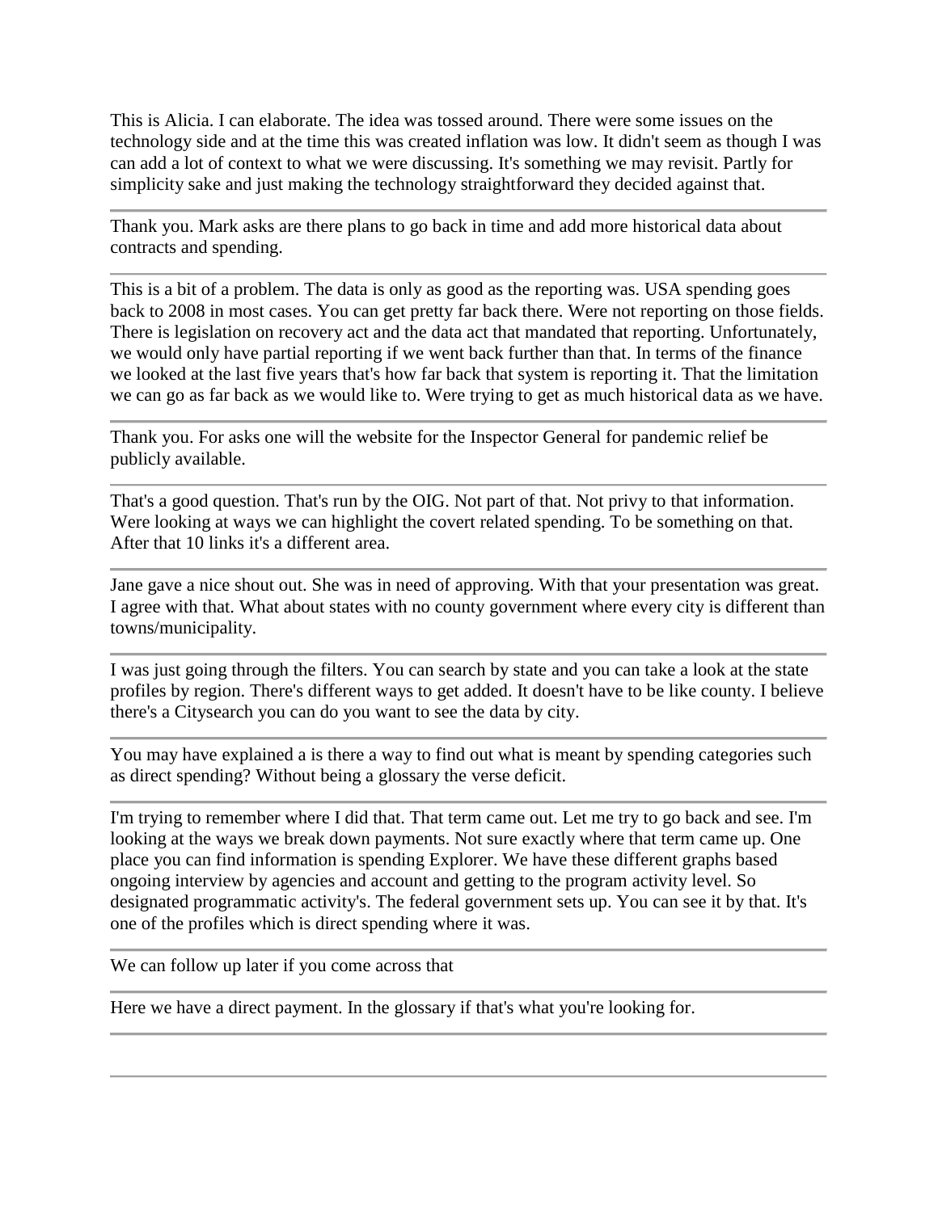This is Alicia. I can elaborate. The idea was tossed around. There were some issues on the technology side and at the time this was created inflation was low. It didn't seem as though I was can add a lot of context to what we were discussing. It's something we may revisit. Partly for simplicity sake and just making the technology straightforward they decided against that.

---

Thank you. Mark asks are there plans to go back in time and add more historical data about contracts and spending.

---

This is a bit of a problem. The data is only as good as the reporting was. USA spending goes back to 2008 in most cases. You can get pretty far back there. Were not reporting on those fields. There is legislation on recovery act and the data act that mandated that reporting. Unfortunately, we would only have partial reporting if we went back further than that. In terms of the finance we looked at the last five years that's how far back that system is reporting it. That the limitation we can go as far back as we would like to. Were trying to get as much historical data as we have.

---

Thank you. For asks one will the website for the Inspector General for pandemic relief be publicly available.

---

That's a good question. That's run by the OIG. Not part of that. Not privy to that information. Were looking at ways we can highlight the covert related spending. To be something on that. After that 10 links it's a different area.

---

Jane gave a nice shout out. She was in need of approving. With that your presentation was great. I agree with that. What about states with no county government where every city is different than towns/municipality.

---

I was just going through the filters. You can search by state and you can take a look at the state profiles by region. There's different ways to get added. It doesn't have to be like county. I believe there's a Citysearch you can do you want to see the data by city.

---

You may have explained a is there a way to find out what is meant by spending categories such as direct spending? Without being a glossary the verse deficit.

---

I'm trying to remember where I did that. That term came out. Let me try to go back and see. I'm looking at the ways we break down payments. Not sure exactly where that term came up. One place you can find information is spending Explorer. We have these different graphs based ongoing interview by agencies and account and getting to the program activity level. So designated programmatic activity's. The federal government sets up. You can see it by that. It's one of the profiles which is direct spending where it was.

---

We can follow up later if you come across that

---

Here we have a direct payment. In the glossary if that's what you're looking for.

---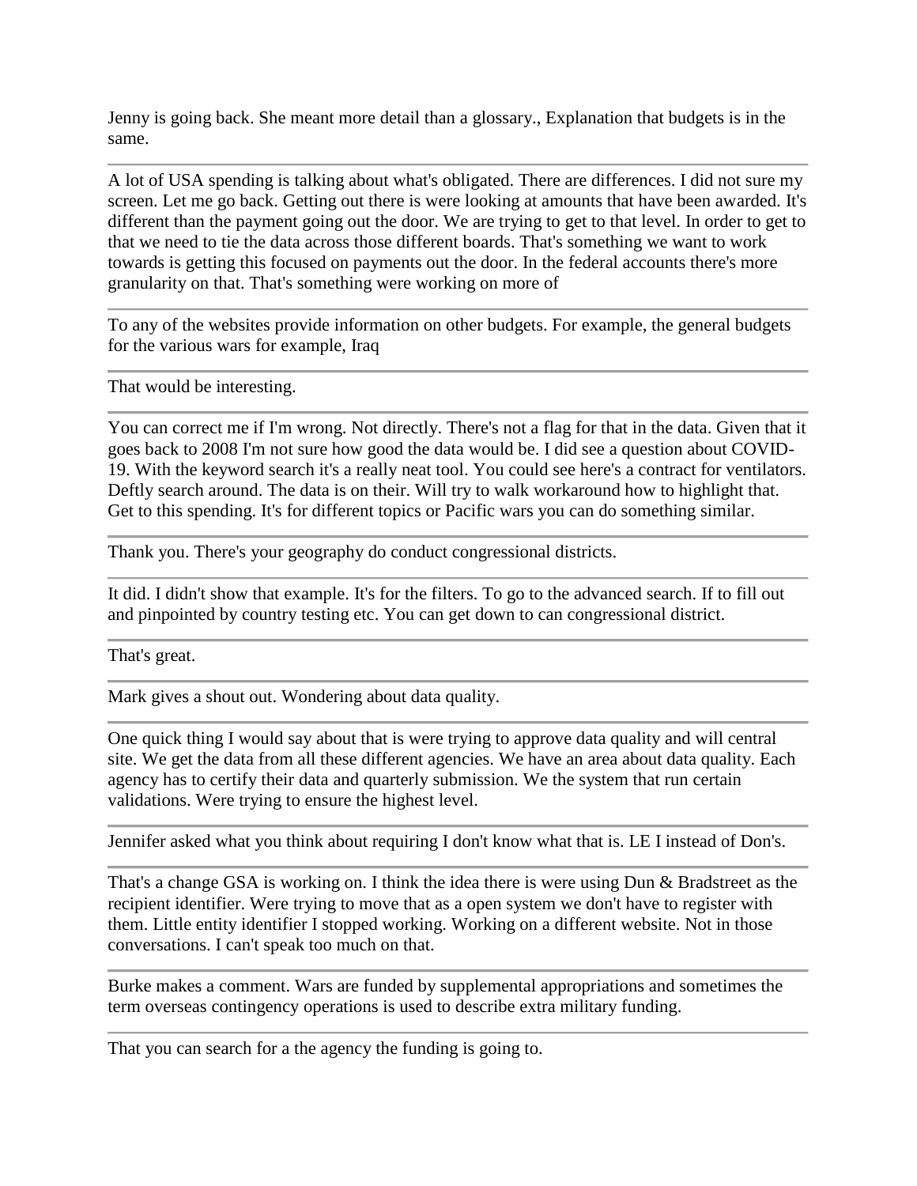Jenny is going back. She meant more detail than a glossary., Explanation that budgets is in the same.

---

A lot of USA spending is talking about what's obligated. There are differences. I did not sure my screen. Let me go back. Getting out there is were looking at amounts that have been awarded. It's different than the payment going out the door. We are trying to get to that level. In order to get to that we need to tie the data across those different boards. That's something we want to work towards is getting this focused on payments out the door. In the federal accounts there's more granularity on that. That's something were working on more of

---

To any of the websites provide information on other budgets. For example, the general budgets for the various wars for example, Iraq

---

That would be interesting.

---

You can correct me if I'm wrong. Not directly. There's not a flag for that in the data. Given that it goes back to 2008 I'm not sure how good the data would be. I did see a question about COVID-19. With the keyword search it's a really neat tool. You could see here's a contract for ventilators. Deftly search around. The data is on their. Will try to walk workaround how to highlight that. Get to this spending. It's for different topics or Pacific wars you can do something similar.

---

Thank you. There's your geography do conduct congressional districts.

---

It did. I didn't show that example. It's for the filters. To go to the advanced search. If to fill out and pinpointed by country testing etc. You can get down to can congressional district.

---

That's great.

---

Mark gives a shout out. Wondering about data quality.

---

One quick thing I would say about that is were trying to approve data quality and will central site. We get the data from all these different agencies. We have an area about data quality. Each agency has to certify their data and quarterly submission. We the system that run certain validations. Were trying to ensure the highest level.

---

Jennifer asked what you think about requiring I don't know what that is. LE I instead of Don's.

---

That's a change GSA is working on. I think the idea there is were using Dun & Bradstreet as the recipient identifier. Were trying to move that as a open system we don't have to register with them. Little entity identifier I stopped working. Working on a different website. Not in those conversations. I can't speak too much on that.

---

Burke makes a comment. Wars are funded by supplemental appropriations and sometimes the term overseas contingency operations is used to describe extra military funding.

---

That you can search for a the agency the funding is going to.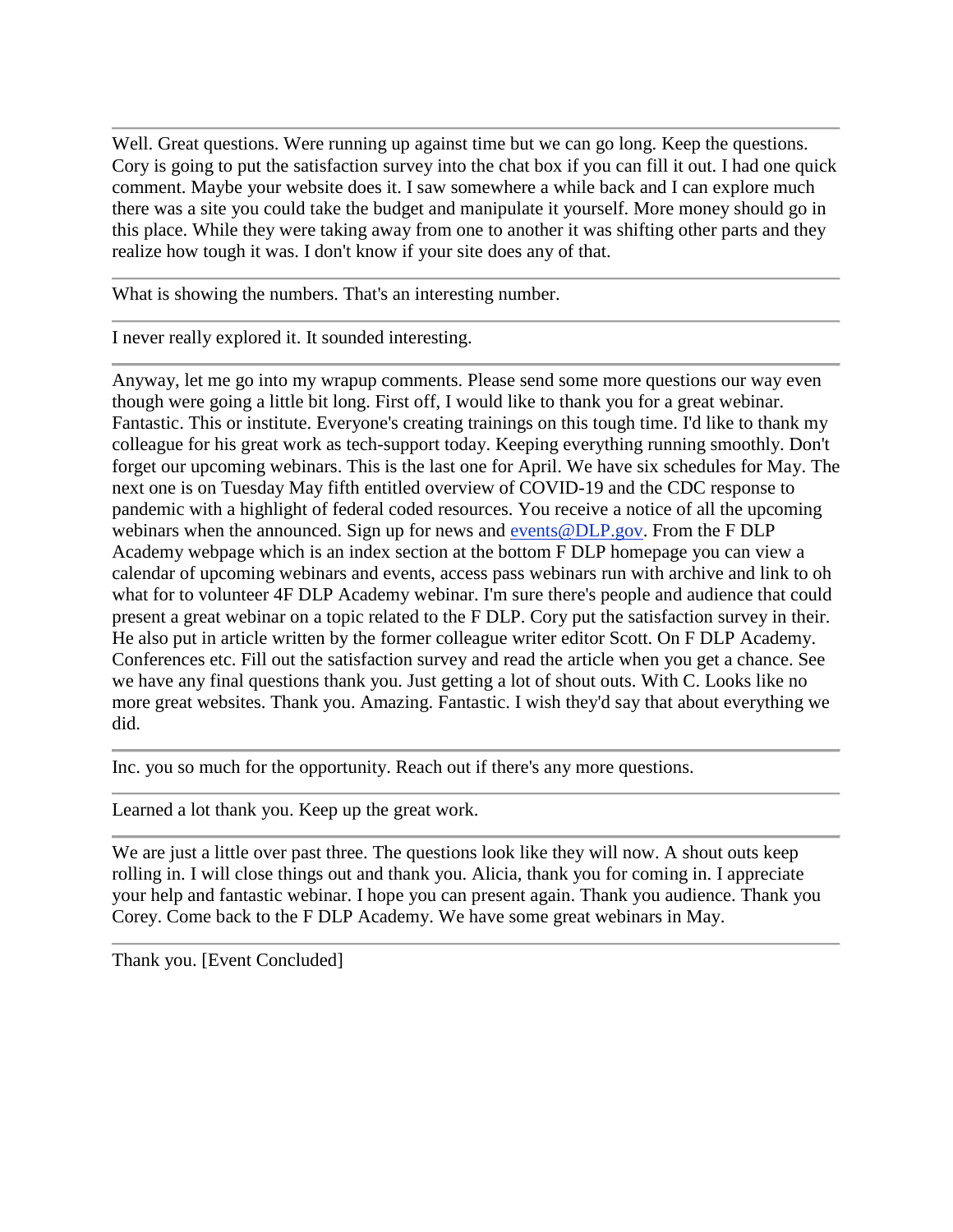---

Well. Great questions. Were running up against time but we can go long. Keep the questions. Cory is going to put the satisfaction survey into the chat box if you can fill it out. I had one quick comment. Maybe your website does it. I saw somewhere a while back and I can explore much there was a site you could take the budget and manipulate it yourself. More money should go in this place. While they were taking away from one to another it was shifting other parts and they realize how tough it was. I don't know if your site does any of that.

---

What is showing the numbers. That's an interesting number.

---

I never really explored it. It sounded interesting.

---

Anyway, let me go into my wrapup comments. Please send some more questions our way even though were going a little bit long. First off, I would like to thank you for a great webinar. Fantastic. This or institute. Everyone's creating trainings on this tough time. I'd like to thank my colleague for his great work as tech-support today. Keeping everything running smoothly. Don't forget our upcoming webinars. This is the last one for April. We have six schedules for May. The next one is on Tuesday May fifth entitled overview of COVID-19 and the CDC response to pandemic with a highlight of federal coded resources. You receive a notice of all the upcoming webinars when the announced. Sign up for news and [events@DLP.gov](mailto:events@DLP.gov). From the F DLP Academy webpage which is an index section at the bottom F DLP homepage you can view a calendar of upcoming webinars and events, access pass webinars run with archive and link to oh what for to volunteer 4F DLP Academy webinar. I'm sure there's people and audience that could present a great webinar on a topic related to the F DLP. Cory put the satisfaction survey in their. He also put in article written by the former colleague writer editor Scott. On F DLP Academy. Conferences etc. Fill out the satisfaction survey and read the article when you get a chance. See we have any final questions thank you. Just getting a lot of shout outs. With C. Looks like no more great websites. Thank you. Amazing. Fantastic. I wish they'd say that about everything we did.

---

Inc. you so much for the opportunity. Reach out if there's any more questions.

---

Learned a lot thank you. Keep up the great work.

---

We are just a little over past three. The questions look like they will now. A shout outs keep rolling in. I will close things out and thank you. Alicia, thank you for coming in. I appreciate your help and fantastic webinar. I hope you can present again. Thank you audience. Thank you Corey. Come back to the F DLP Academy. We have some great webinars in May.

---

Thank you. [Event Concluded]